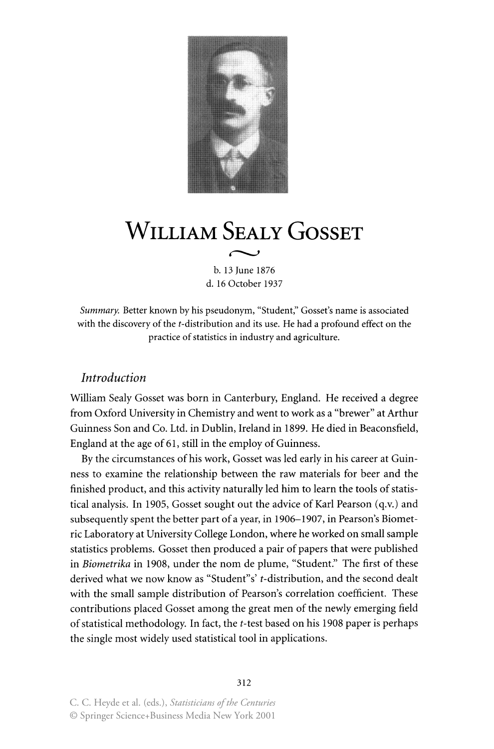# William Sealy Gosset

b. 13 June 1876
d. 16 October 1937

*Summary.* Better known by his pseudonym, "Student," Gosset's name is associated with the discovery of the $t$-distribution and its use. He had a profound effect on the practice of statistics in industry and agriculture.

## *Introduction*

William Sealy Gosset was born in Canterbury, England. He received a degree from Oxford University in Chemistry and went to work as a "brewer" at Arthur Guinness Son and Co. Ltd. in Dublin, Ireland in 1899. He died in Beaconsfield, England at the age of 61, still in the employ of Guinness.

By the circumstances of his work, Gosset was led early in his career at Guinness to examine the relationship between the raw materials for beer and the finished product, and this activity naturally led him to learn the tools of statistical analysis. In 1905, Gosset sought out the advice of Karl Pearson (q.v.) and subsequently spent the better part of a year, in 1906–1907, in Pearson's Biometric Laboratory at University College London, where he worked on small sample statistics problems. Gosset then produced a pair of papers that were published in *Biometrika* in 1908, under the nom de plume, "Student." The first of these derived what we now know as "Student"s' $t$-distribution, and the second dealt with the small sample distribution of Pearson's correlation coefficient. These contributions placed Gosset among the great men of the newly emerging field of statistical methodology. In fact, the $t$-test based on his 1908 paper is perhaps the single most widely used statistical tool in applications.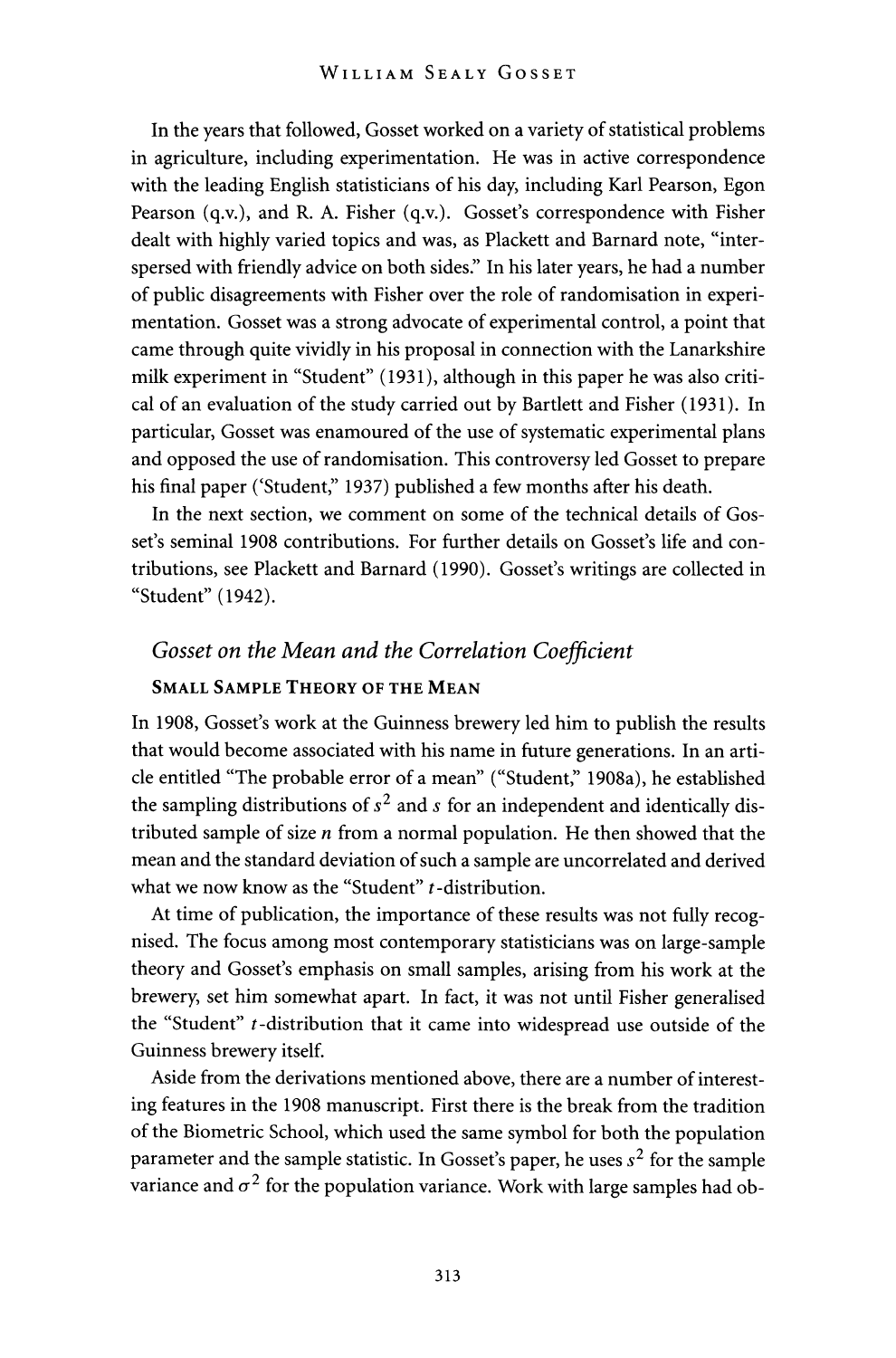In the years that followed, Gosset worked on a variety of statistical problems in agriculture, including experimentation. He was in active correspondence with the leading English statisticians of his day, including Karl Pearson, Egon Pearson (q.v.), and R. A. Fisher (q.v.). Gosset's correspondence with Fisher dealt with highly varied topics and was, as Plackett and Barnard note, "interspersed with friendly advice on both sides." In his later years, he had a number of public disagreements with Fisher over the role of randomisation in experimentation. Gosset was a strong advocate of experimental control, a point that came through quite vividly in his proposal in connection with the Lanarkshire milk experiment in "Student" (1931), although in this paper he was also critical of an evaluation of the study carried out by Bartlett and Fisher (1931). In particular, Gosset was enamoured of the use of systematic experimental plans and opposed the use of randomisation. This controversy led Gosset to prepare his final paper ('Student," 1937) published a few months after his death.

In the next section, we comment on some of the technical details of Gosset's seminal 1908 contributions. For further details on Gosset's life and contributions, see Plackett and Barnard (1990). Gosset's writings are collected in "Student" (1942).

## *Gosset on the Mean and the Correlation Coefficient*

### SMALL SAMPLE THEORY OF THE MEAN

In 1908, Gosset's work at the Guinness brewery led him to publish the results that would become associated with his name in future generations. In an article entitled "The probable error of a mean" ("Student," 1908a), he established the sampling distributions of $s^2$ and $s$ for an independent and identically distributed sample of size $n$ from a normal population. He then showed that the mean and the standard deviation of such a sample are uncorrelated and derived what we now know as the "Student" $t$-distribution.

At time of publication, the importance of these results was not fully recognised. The focus among most contemporary statisticians was on large-sample theory and Gosset's emphasis on small samples, arising from his work at the brewery, set him somewhat apart. In fact, it was not until Fisher generalised the "Student" $t$-distribution that it came into widespread use outside of the Guinness brewery itself.

Aside from the derivations mentioned above, there are a number of interesting features in the 1908 manuscript. First there is the break from the tradition of the Biometric School, which used the same symbol for both the population parameter and the sample statistic. In Gosset's paper, he uses $s^2$ for the sample variance and $\sigma^2$ for the population variance. Work with large samples had ob-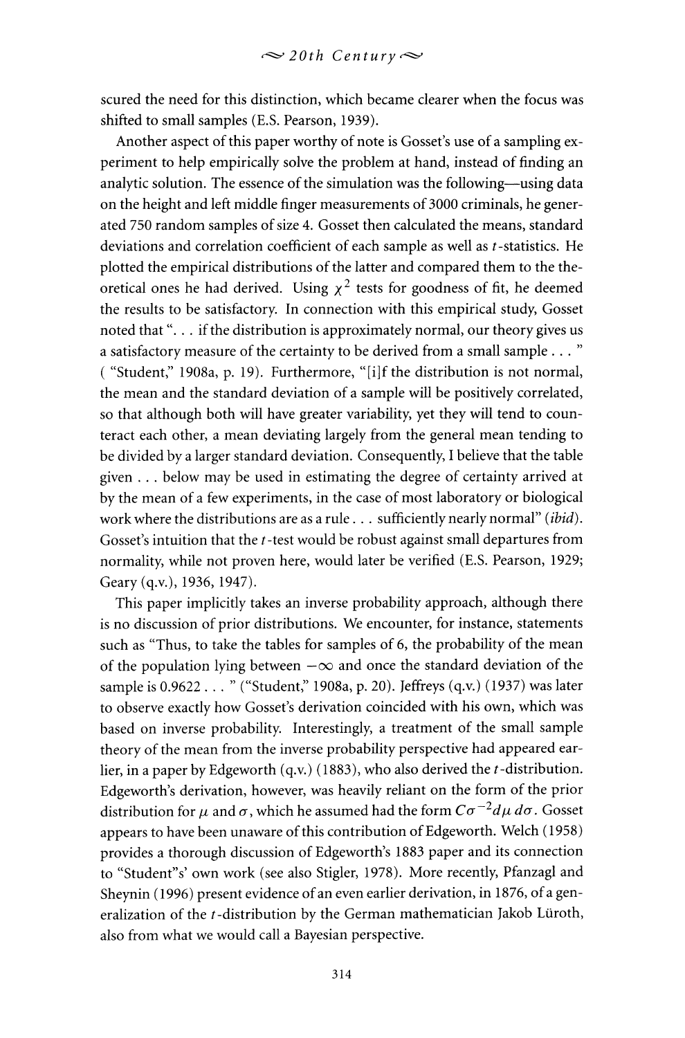scured the need for this distinction, which became clearer when the focus was shifted to small samples (E.S. Pearson, 1939).

Another aspect of this paper worthy of note is Gosset's use of a sampling experiment to help empirically solve the problem at hand, instead of finding an analytic solution. The essence of the simulation was the following—using data on the height and left middle finger measurements of 3000 criminals, he generated 750 random samples of size 4. Gosset then calculated the means, standard deviations and correlation coefficient of each sample as well as $t$-statistics. He plotted the empirical distributions of the latter and compared them to the theoretical ones he had derived. Using $\chi^2$ tests for goodness of fit, he deemed the results to be satisfactory. In connection with this empirical study, Gosset noted that ". . . if the distribution is approximately normal, our theory gives us a satisfactory measure of the certainty to be derived from a small sample . . . " ( "Student," 1908a, p. 19). Furthermore, "[i]f the distribution is not normal, the mean and the standard deviation of a sample will be positively correlated, so that although both will have greater variability, yet they will tend to counteract each other, a mean deviating largely from the general mean tending to be divided by a larger standard deviation. Consequently, I believe that the table given . . . below may be used in estimating the degree of certainty arrived at by the mean of a few experiments, in the case of most laboratory or biological work where the distributions are as a rule . . . sufficiently nearly normal" (*ibid*). Gosset's intuition that the $t$-test would be robust against small departures from normality, while not proven here, would later be verified (E.S. Pearson, 1929; Geary (q.v.), 1936, 1947).

This paper implicitly takes an inverse probability approach, although there is no discussion of prior distributions. We encounter, for instance, statements such as "Thus, to take the tables for samples of 6, the probability of the mean of the population lying between $-\infty$ and once the standard deviation of the sample is 0.9622 . . . " ("Student," 1908a, p. 20). Jeffreys (q.v.) (1937) was later to observe exactly how Gosset's derivation coincided with his own, which was based on inverse probability. Interestingly, a treatment of the small sample theory of the mean from the inverse probability perspective had appeared earlier, in a paper by Edgeworth (q.v.) (1883), who also derived the $t$-distribution. Edgeworth's derivation, however, was heavily reliant on the form of the prior distribution for $\mu$ and $\sigma$, which he assumed had the form $C\sigma^{-2}d\mu\, d\sigma$. Gosset appears to have been unaware of this contribution of Edgeworth. Welch (1958) provides a thorough discussion of Edgeworth's 1883 paper and its connection to "Student"s' own work (see also Stigler, 1978). More recently, Pfanzagl and Sheynin (1996) present evidence of an even earlier derivation, in 1876, of a generalization of the $t$-distribution by the German mathematician Jakob Lüroth, also from what we would call a Bayesian perspective.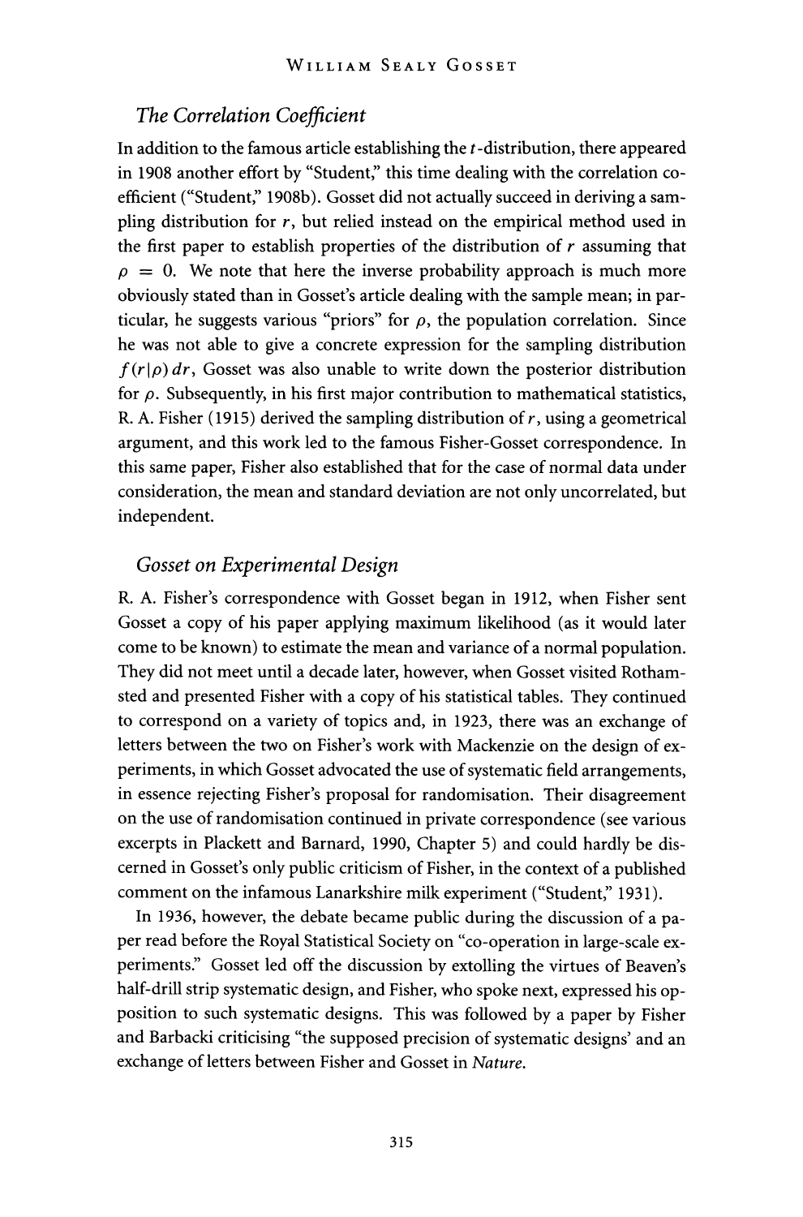### *The Correlation Coefficient*

In addition to the famous article establishing the $t$-distribution, there appeared in 1908 another effort by "Student," this time dealing with the correlation coefficient ("Student," 1908b). Gosset did not actually succeed in deriving a sampling distribution for $r$, but relied instead on the empirical method used in the first paper to establish properties of the distribution of $r$ assuming that $\rho = 0$. We note that here the inverse probability approach is much more obviously stated than in Gosset's article dealing with the sample mean; in particular, he suggests various "priors" for $\rho$, the population correlation. Since he was not able to give a concrete expression for the sampling distribution $f(r|\rho)\,dr$, Gosset was also unable to write down the posterior distribution for $\rho$. Subsequently, in his first major contribution to mathematical statistics, R. A. Fisher (1915) derived the sampling distribution of $r$, using a geometrical argument, and this work led to the famous Fisher-Gosset correspondence. In this same paper, Fisher also established that for the case of normal data under consideration, the mean and standard deviation are not only uncorrelated, but independent.

### *Gosset on Experimental Design*

R. A. Fisher's correspondence with Gosset began in 1912, when Fisher sent Gosset a copy of his paper applying maximum likelihood (as it would later come to be known) to estimate the mean and variance of a normal population. They did not meet until a decade later, however, when Gosset visited Rothamsted and presented Fisher with a copy of his statistical tables. They continued to correspond on a variety of topics and, in 1923, there was an exchange of letters between the two on Fisher's work with Mackenzie on the design of experiments, in which Gosset advocated the use of systematic field arrangements, in essence rejecting Fisher's proposal for randomisation. Their disagreement on the use of randomisation continued in private correspondence (see various excerpts in Plackett and Barnard, 1990, Chapter 5) and could hardly be discerned in Gosset's only public criticism of Fisher, in the context of a published comment on the infamous Lanarkshire milk experiment ("Student," 1931).

In 1936, however, the debate became public during the discussion of a paper read before the Royal Statistical Society on "co-operation in large-scale experiments." Gosset led off the discussion by extolling the virtues of Beaven's half-drill strip systematic design, and Fisher, who spoke next, expressed his opposition to such systematic designs. This was followed by a paper by Fisher and Barbacki criticising "the supposed precision of systematic designs' and an exchange of letters between Fisher and Gosset in *Nature*.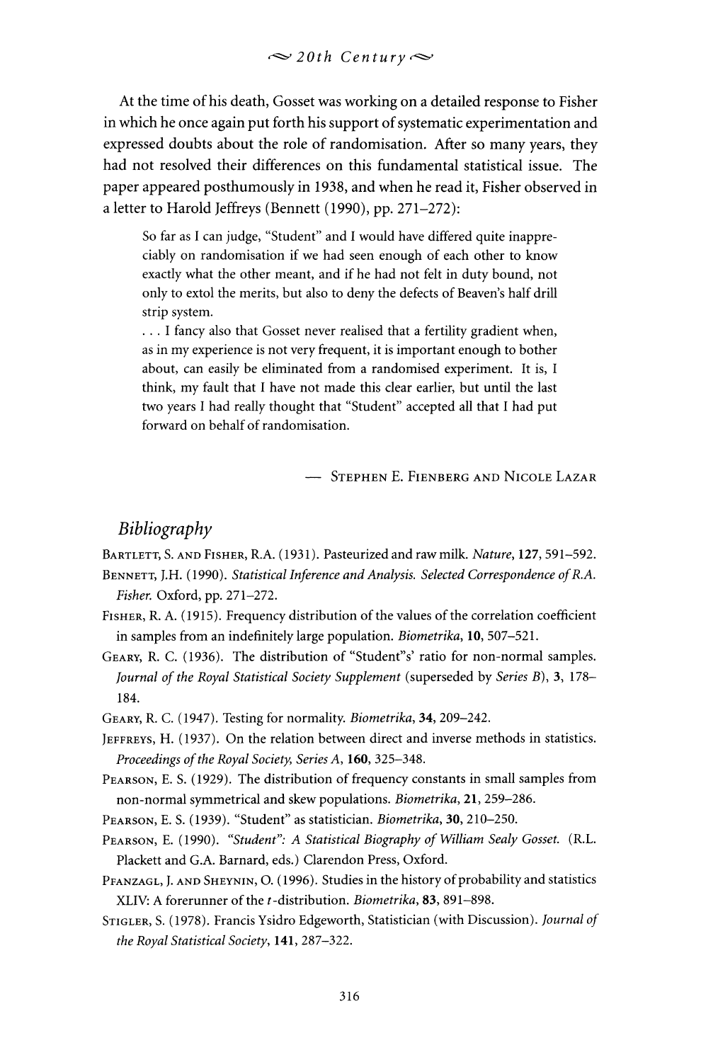At the time of his death, Gosset was working on a detailed response to Fisher in which he once again put forth his support of systematic experimentation and expressed doubts about the role of randomisation. After so many years, they had not resolved their differences on this fundamental statistical issue. The paper appeared posthumously in 1938, and when he read it, Fisher observed in a letter to Harold Jeffreys (Bennett (1990), pp. 271–272):

> So far as I can judge, "Student" and I would have differed quite inappreciably on randomisation if we had seen enough of each other to know exactly what the other meant, and if he had not felt in duty bound, not only to extol the merits, but also to deny the defects of Beaven's half drill strip system.
>
> . . . I fancy also that Gosset never realised that a fertility gradient when, as in my experience is not very frequent, it is important enough to bother about, can easily be eliminated from a randomised experiment. It is, I think, my fault that I have not made this clear earlier, but until the last two years I had really thought that "Student" accepted all that I had put forward on behalf of randomisation.

— Stephen E. Fienberg and Nicole Lazar

## *Bibliography*

Bartlett, S. and Fisher, R.A. (1931). Pasteurized and raw milk. *Nature*, **127**, 591–592.

Bennett, J.H. (1990). *Statistical Inference and Analysis. Selected Correspondence of R.A. Fisher.* Oxford, pp. 271–272.

Fisher, R. A. (1915). Frequency distribution of the values of the correlation coefficient in samples from an indefinitely large population. *Biometrika*, **10**, 507–521.

Geary, R. C. (1936). The distribution of "Student"s' ratio for non-normal samples. *Journal of the Royal Statistical Society Supplement* (superseded by *Series B*), **3**, 178–184.

Geary, R. C. (1947). Testing for normality. *Biometrika*, **34**, 209–242.

Jeffreys, H. (1937). On the relation between direct and inverse methods in statistics. *Proceedings of the Royal Society, Series A*, **160**, 325–348.

Pearson, E. S. (1929). The distribution of frequency constants in small samples from non-normal symmetrical and skew populations. *Biometrika*, **21**, 259–286.

Pearson, E. S. (1939). "Student" as statistician. *Biometrika*, **30**, 210–250.

Pearson, E. (1990). *"Student": A Statistical Biography of William Sealy Gosset.* (R.L. Plackett and G.A. Barnard, eds.) Clarendon Press, Oxford.

Pfanzagl, J. and Sheynin, O. (1996). Studies in the history of probability and statistics XLIV: A forerunner of the $t$-distribution. *Biometrika*, **83**, 891–898.

Stigler, S. (1978). Francis Ysidro Edgeworth, Statistician (with Discussion). *Journal of the Royal Statistical Society*, **141**, 287–322.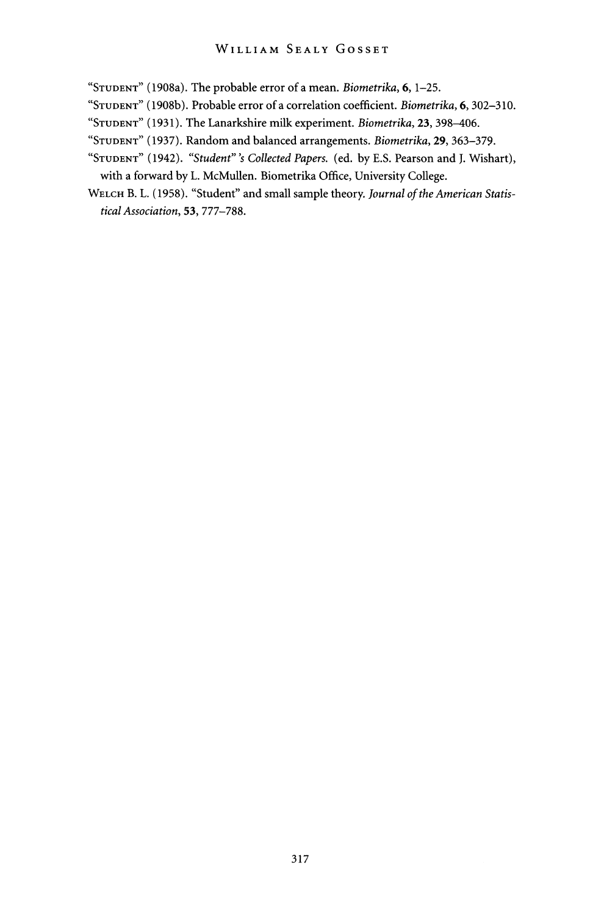"Student" (1908a). The probable error of a mean. *Biometrika*, **6**, 1–25.

"Student" (1908b). Probable error of a correlation coefficient. *Biometrika*, **6**, 302–310.

"Student" (1931). The Lanarkshire milk experiment. *Biometrika*, **23**, 398–406.

"Student" (1937). Random and balanced arrangements. *Biometrika*, **29**, 363–379.

"Student" (1942). *"Student" 's Collected Papers.* (ed. by E.S. Pearson and J. Wishart), with a forward by L. McMullen. Biometrika Office, University College.

Welch B. L. (1958). "Student" and small sample theory. *Journal of the American Statistical Association*, **53**, 777–788.